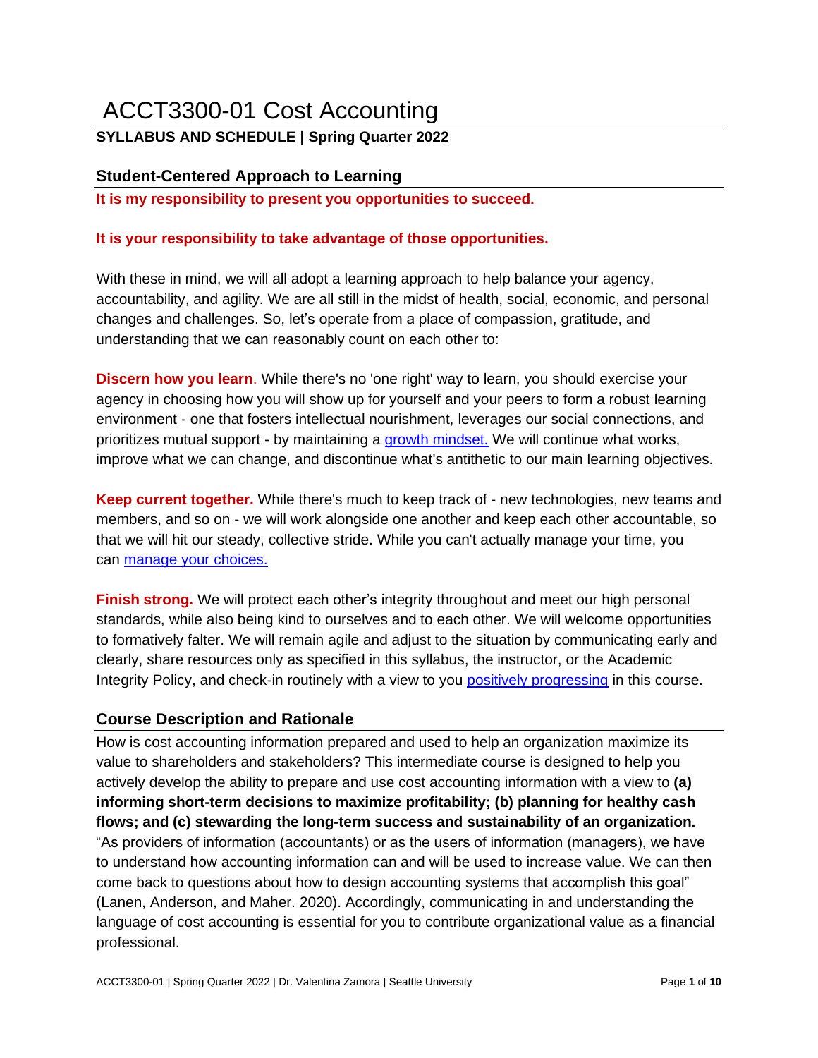# ACCT3300-01 Cost Accounting

**SYLLABUS AND SCHEDULE | Spring Quarter 2022**

## Student-Centered Approach to Learning

**It is my responsibility to present you opportunities to succeed.**

**It is your responsibility to take advantage of those opportunities.**

With these in mind, we will all adopt a learning approach to help balance your agency, accountability, and agility. We are all still in the midst of health, social, economic, and personal changes and challenges. So, let's operate from a place of compassion, gratitude, and understanding that we can reasonably count on each other to:

**Discern how you learn**. While there's no 'one right' way to learn, you should exercise your agency in choosing how you will show up for yourself and your peers to form a robust learning environment - one that fosters intellectual nourishment, leverages our social connections, and prioritizes mutual support - by maintaining a growth mindset. We will continue what works, improve what we can change, and discontinue what's antithetic to our main learning objectives.

**Keep current together.** While there's much to keep track of - new technologies, new teams and members, and so on - we will work alongside one another and keep each other accountable, so that we will hit our steady, collective stride. While you can't actually manage your time, you can manage your choices.

**Finish strong.** We will protect each other's integrity throughout and meet our high personal standards, while also being kind to ourselves and to each other. We will welcome opportunities to formatively falter. We will remain agile and adjust to the situation by communicating early and clearly, share resources only as specified in this syllabus, the instructor, or the Academic Integrity Policy, and check-in routinely with a view to you positively progressing in this course.

## Course Description and Rationale

How is cost accounting information prepared and used to help an organization maximize its value to shareholders and stakeholders? This intermediate course is designed to help you actively develop the ability to prepare and use cost accounting information with a view to **(a) informing short-term decisions to maximize profitability; (b) planning for healthy cash flows; and (c) stewarding the long-term success and sustainability of an organization.** "As providers of information (accountants) or as the users of information (managers), we have to understand how accounting information can and will be used to increase value. We can then come back to questions about how to design accounting systems that accomplish this goal" (Lanen, Anderson, and Maher. 2020). Accordingly, communicating in and understanding the language of cost accounting is essential for you to contribute organizational value as a financial professional.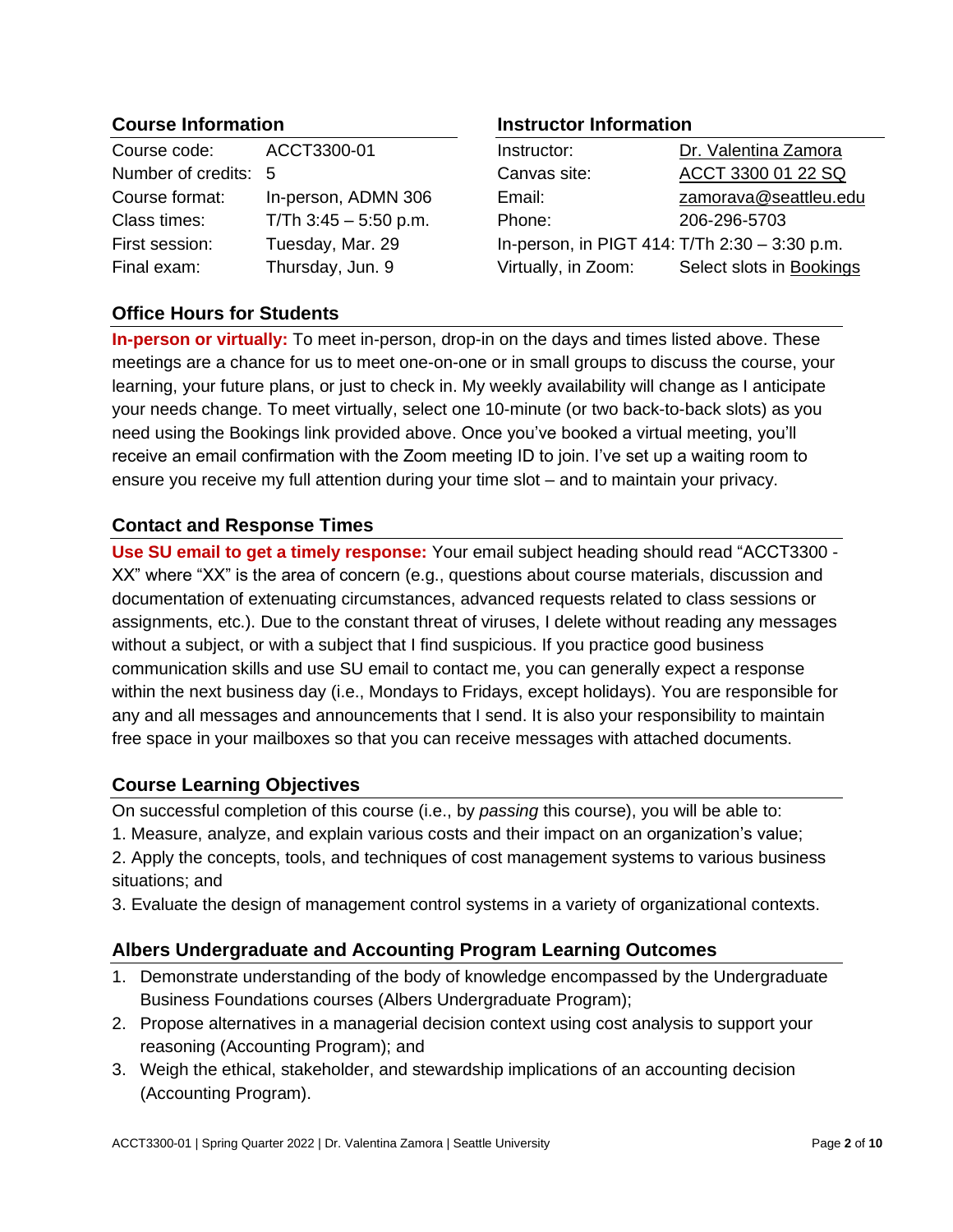## Course Information

| | |
|---|---|
| Course code: | ACCT3300-01 |
| Number of credits: | 5 |
| Course format: | In-person, ADMN 306 |
| Class times: | T/Th 3:45 – 5:50 p.m. |
| First session: | Tuesday, Mar. 29 |
| Final exam: | Thursday, Jun. 9 |

## Instructor Information

| | |
|---|---|
| Instructor: | Dr. Valentina Zamora |
| Canvas site: | ACCT 3300 01 22 SQ |
| Email: | zamorava@seattleu.edu |
| Phone: | 206-296-5703 |
| In-person, in PIGT 414: | T/Th 2:30 – 3:30 p.m. |
| Virtually, in Zoom: | Select slots in Bookings |

## Office Hours for Students

**In-person or virtually:** To meet in-person, drop-in on the days and times listed above. These meetings are a chance for us to meet one-on-one or in small groups to discuss the course, your learning, your future plans, or just to check in. My weekly availability will change as I anticipate your needs change. To meet virtually, select one 10-minute (or two back-to-back slots) as you need using the Bookings link provided above. Once you've booked a virtual meeting, you'll receive an email confirmation with the Zoom meeting ID to join. I've set up a waiting room to ensure you receive my full attention during your time slot – and to maintain your privacy.

## Contact and Response Times

**Use SU email to get a timely response:** Your email subject heading should read "ACCT3300 - XX" where "XX" is the area of concern (e.g., questions about course materials, discussion and documentation of extenuating circumstances, advanced requests related to class sessions or assignments, etc.). Due to the constant threat of viruses, I delete without reading any messages without a subject, or with a subject that I find suspicious. If you practice good business communication skills and use SU email to contact me, you can generally expect a response within the next business day (i.e., Mondays to Fridays, except holidays). You are responsible for any and all messages and announcements that I send. It is also your responsibility to maintain free space in your mailboxes so that you can receive messages with attached documents.

## Course Learning Objectives

On successful completion of this course (i.e., by *passing* this course), you will be able to:

1. Measure, analyze, and explain various costs and their impact on an organization's value;
2. Apply the concepts, tools, and techniques of cost management systems to various business situations; and
3. Evaluate the design of management control systems in a variety of organizational contexts.

## Albers Undergraduate and Accounting Program Learning Outcomes

1. Demonstrate understanding of the body of knowledge encompassed by the Undergraduate Business Foundations courses (Albers Undergraduate Program);
2. Propose alternatives in a managerial decision context using cost analysis to support your reasoning (Accounting Program); and
3. Weigh the ethical, stakeholder, and stewardship implications of an accounting decision (Accounting Program).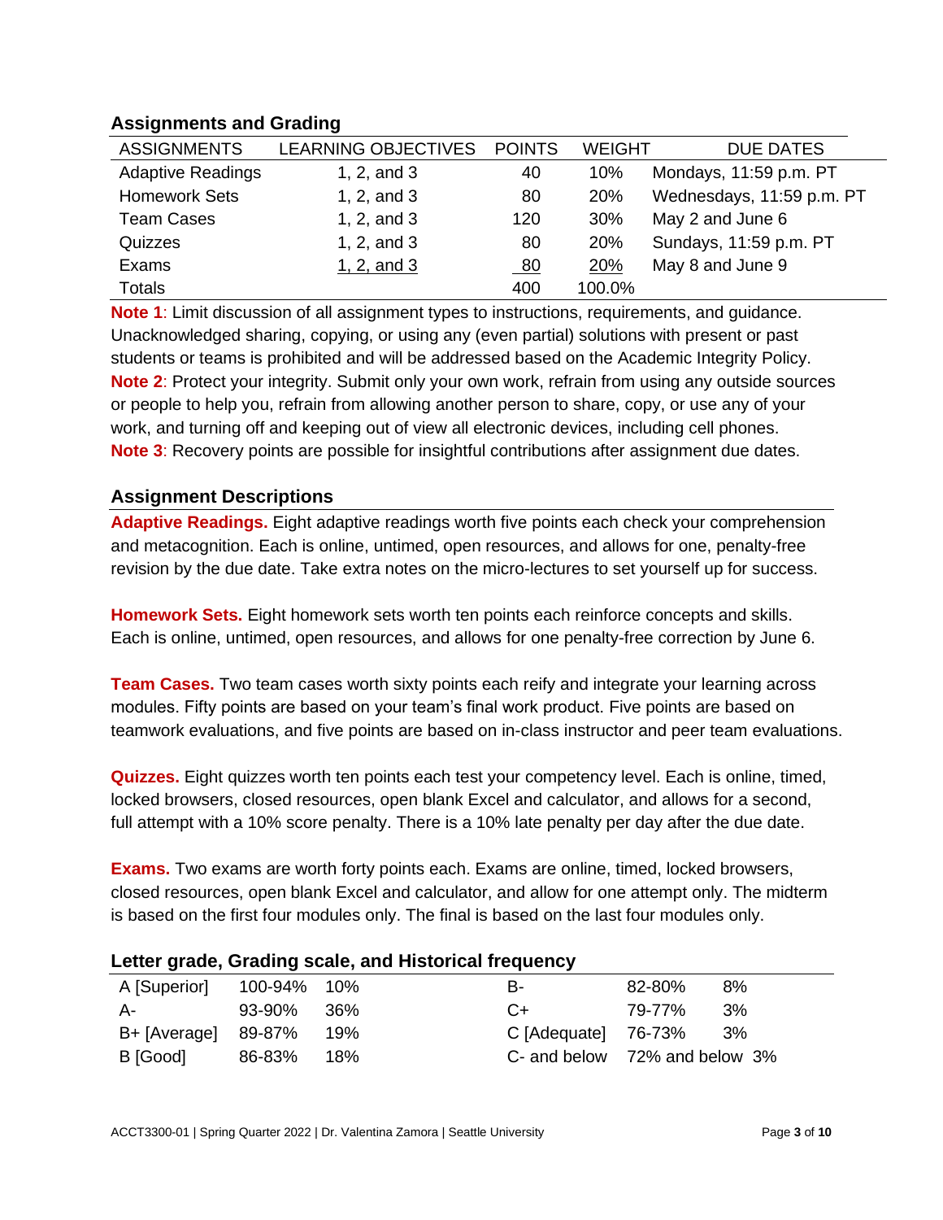## Assignments and Grading

| ASSIGNMENTS | LEARNING OBJECTIVES | POINTS | WEIGHT | DUE DATES |
|---|---|---|---|---|
| Adaptive Readings | 1, 2, and 3 | 40 | 10% | Mondays, 11:59 p.m. PT |
| Homework Sets | 1, 2, and 3 | 80 | 20% | Wednesdays, 11:59 p.m. PT |
| Team Cases | 1, 2, and 3 | 120 | 30% | May 2 and June 6 |
| Quizzes | 1, 2, and 3 | 80 | 20% | Sundays, 11:59 p.m. PT |
| Exams | 1, 2, and 3 | 80 | 20% | May 8 and June 9 |
| Totals | | 400 | 100.0% | |

**Note 1**: Limit discussion of all assignment types to instructions, requirements, and guidance. Unacknowledged sharing, copying, or using any (even partial) solutions with present or past students or teams is prohibited and will be addressed based on the Academic Integrity Policy.
**Note 2**: Protect your integrity. Submit only your own work, refrain from using any outside sources or people to help you, refrain from allowing another person to share, copy, or use any of your work, and turning off and keeping out of view all electronic devices, including cell phones.
**Note 3**: Recovery points are possible for insightful contributions after assignment due dates.

## Assignment Descriptions

**Adaptive Readings.** Eight adaptive readings worth five points each check your comprehension and metacognition. Each is online, untimed, open resources, and allows for one, penalty-free revision by the due date. Take extra notes on the micro-lectures to set yourself up for success.

**Homework Sets.** Eight homework sets worth ten points each reinforce concepts and skills. Each is online, untimed, open resources, and allows for one penalty-free correction by June 6.

**Team Cases.** Two team cases worth sixty points each reify and integrate your learning across modules. Fifty points are based on your team's final work product. Five points are based on teamwork evaluations, and five points are based on in-class instructor and peer team evaluations.

**Quizzes.** Eight quizzes worth ten points each test your competency level. Each is online, timed, locked browsers, closed resources, open blank Excel and calculator, and allows for a second, full attempt with a 10% score penalty. There is a 10% late penalty per day after the due date.

**Exams.** Two exams are worth forty points each. Exams are online, timed, locked browsers, closed resources, open blank Excel and calculator, and allow for one attempt only. The midterm is based on the first four modules only. The final is based on the last four modules only.

## Letter grade, Grading scale, and Historical frequency

| Letter grade | Grading scale | Historical frequency | Letter grade | Grading scale | Historical frequency |
|---|---|---|---|---|---|
| A [Superior] | 100-94% | 10% | B- | 82-80% | 8% |
| A- | 93-90% | 36% | C+ | 79-77% | 3% |
| B+ [Average] | 89-87% | 19% | C [Adequate] | 76-73% | 3% |
| B [Good] | 86-83% | 18% | C- and below | 72% and below | 3% |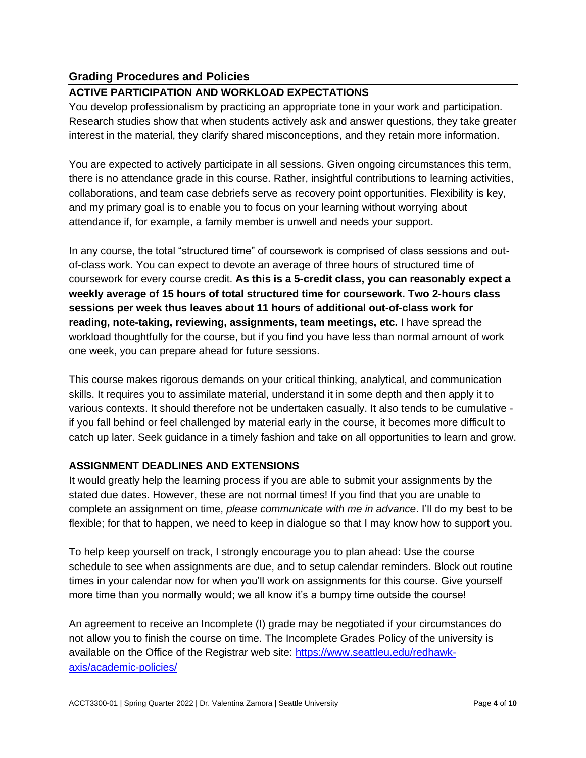## Grading Procedures and Policies

### ACTIVE PARTICIPATION AND WORKLOAD EXPECTATIONS

You develop professionalism by practicing an appropriate tone in your work and participation. Research studies show that when students actively ask and answer questions, they take greater interest in the material, they clarify shared misconceptions, and they retain more information.

You are expected to actively participate in all sessions. Given ongoing circumstances this term, there is no attendance grade in this course. Rather, insightful contributions to learning activities, collaborations, and team case debriefs serve as recovery point opportunities. Flexibility is key, and my primary goal is to enable you to focus on your learning without worrying about attendance if, for example, a family member is unwell and needs your support.

In any course, the total "structured time" of coursework is comprised of class sessions and out-of-class work. You can expect to devote an average of three hours of structured time of coursework for every course credit. **As this is a 5-credit class, you can reasonably expect a weekly average of 15 hours of total structured time for coursework. Two 2-hours class sessions per week thus leaves about 11 hours of additional out-of-class work for reading, note-taking, reviewing, assignments, team meetings, etc.** I have spread the workload thoughtfully for the course, but if you find you have less than normal amount of work one week, you can prepare ahead for future sessions.

This course makes rigorous demands on your critical thinking, analytical, and communication skills. It requires you to assimilate material, understand it in some depth and then apply it to various contexts. It should therefore not be undertaken casually. It also tends to be cumulative - if you fall behind or feel challenged by material early in the course, it becomes more difficult to catch up later. Seek guidance in a timely fashion and take on all opportunities to learn and grow.

### ASSIGNMENT DEADLINES AND EXTENSIONS

It would greatly help the learning process if you are able to submit your assignments by the stated due dates. However, these are not normal times! If you find that you are unable to complete an assignment on time, *please communicate with me in advance*. I'll do my best to be flexible; for that to happen, we need to keep in dialogue so that I may know how to support you.

To help keep yourself on track, I strongly encourage you to plan ahead: Use the course schedule to see when assignments are due, and to setup calendar reminders. Block out routine times in your calendar now for when you'll work on assignments for this course. Give yourself more time than you normally would; we all know it's a bumpy time outside the course!

An agreement to receive an Incomplete (I) grade may be negotiated if your circumstances do not allow you to finish the course on time. The Incomplete Grades Policy of the university is available on the Office of the Registrar web site: [https://www.seattleu.edu/redhawk-axis/academic-policies/](https://www.seattleu.edu/redhawk-axis/academic-policies/)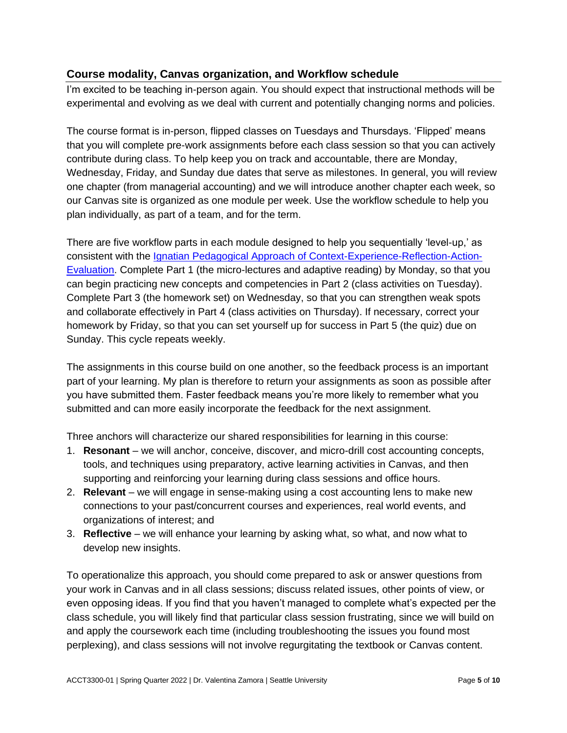## Course modality, Canvas organization, and Workflow schedule

I'm excited to be teaching in-person again. You should expect that instructional methods will be experimental and evolving as we deal with current and potentially changing norms and policies.

The course format is in-person, flipped classes on Tuesdays and Thursdays. 'Flipped' means that you will complete pre-work assignments before each class session so that you can actively contribute during class. To help keep you on track and accountable, there are Monday, Wednesday, Friday, and Sunday due dates that serve as milestones. In general, you will review one chapter (from managerial accounting) and we will introduce another chapter each week, so our Canvas site is organized as one module per week. Use the workflow schedule to help you plan individually, as part of a team, and for the term.

There are five workflow parts in each module designed to help you sequentially 'level-up,' as consistent with the Ignatian Pedagogical Approach of Context-Experience-Reflection-Action-Evaluation. Complete Part 1 (the micro-lectures and adaptive reading) by Monday, so that you can begin practicing new concepts and competencies in Part 2 (class activities on Tuesday). Complete Part 3 (the homework set) on Wednesday, so that you can strengthen weak spots and collaborate effectively in Part 4 (class activities on Thursday). If necessary, correct your homework by Friday, so that you can set yourself up for success in Part 5 (the quiz) due on Sunday. This cycle repeats weekly.

The assignments in this course build on one another, so the feedback process is an important part of your learning. My plan is therefore to return your assignments as soon as possible after you have submitted them. Faster feedback means you're more likely to remember what you submitted and can more easily incorporate the feedback for the next assignment.

Three anchors will characterize our shared responsibilities for learning in this course:

1. **Resonant** – we will anchor, conceive, discover, and micro-drill cost accounting concepts, tools, and techniques using preparatory, active learning activities in Canvas, and then supporting and reinforcing your learning during class sessions and office hours.
2. **Relevant** – we will engage in sense-making using a cost accounting lens to make new connections to your past/concurrent courses and experiences, real world events, and organizations of interest; and
3. **Reflective** – we will enhance your learning by asking what, so what, and now what to develop new insights.

To operationalize this approach, you should come prepared to ask or answer questions from your work in Canvas and in all class sessions; discuss related issues, other points of view, or even opposing ideas. If you find that you haven't managed to complete what's expected per the class schedule, you will likely find that particular class session frustrating, since we will build on and apply the coursework each time (including troubleshooting the issues you found most perplexing), and class sessions will not involve regurgitating the textbook or Canvas content.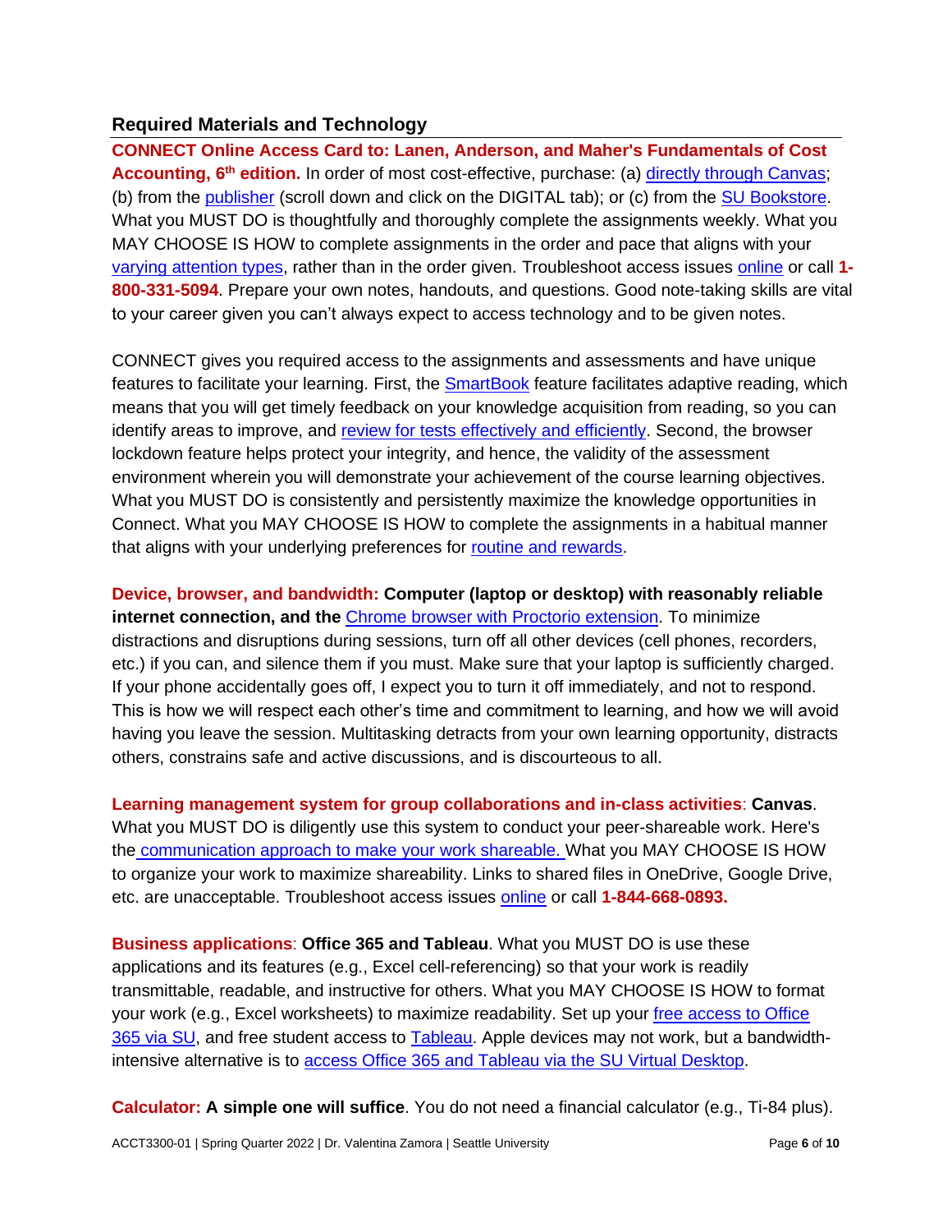## Required Materials and Technology

**CONNECT Online Access Card to: Lanen, Anderson, and Maher's Fundamentals of Cost Accounting, 6th edition.** In order of most cost-effective, purchase: (a) directly through Canvas; (b) from the publisher (scroll down and click on the DIGITAL tab); or (c) from the SU Bookstore. What you MUST DO is thoughtfully and thoroughly complete the assignments weekly. What you MAY CHOOSE IS HOW to complete assignments in the order and pace that aligns with your varying attention types, rather than in the order given. Troubleshoot access issues online or call **1-800-331-5094**. Prepare your own notes, handouts, and questions. Good note-taking skills are vital to your career given you can't always expect to access technology and to be given notes.

CONNECT gives you required access to the assignments and assessments and have unique features to facilitate your learning. First, the SmartBook feature facilitates adaptive reading, which means that you will get timely feedback on your knowledge acquisition from reading, so you can identify areas to improve, and review for tests effectively and efficiently. Second, the browser lockdown feature helps protect your integrity, and hence, the validity of the assessment environment wherein you will demonstrate your achievement of the course learning objectives. What you MUST DO is consistently and persistently maximize the knowledge opportunities in Connect. What you MAY CHOOSE IS HOW to complete the assignments in a habitual manner that aligns with your underlying preferences for routine and rewards.

**Device, browser, and bandwidth: Computer (laptop or desktop) with reasonably reliable internet connection, and the** Chrome browser with Proctorio extension. To minimize distractions and disruptions during sessions, turn off all other devices (cell phones, recorders, etc.) if you can, and silence them if you must. Make sure that your laptop is sufficiently charged. If your phone accidentally goes off, I expect you to turn it off immediately, and not to respond. This is how we will respect each other's time and commitment to learning, and how we will avoid having you leave the session. Multitasking detracts from your own learning opportunity, distracts others, constrains safe and active discussions, and is discourteous to all.

**Learning management system for group collaborations and in-class activities**: **Canvas**. What you MUST DO is diligently use this system to conduct your peer-shareable work. Here's the communication approach to make your work shareable. What you MAY CHOOSE IS HOW to organize your work to maximize shareability. Links to shared files in OneDrive, Google Drive, etc. are unacceptable. Troubleshoot access issues online or call **1-844-668-0893.**

**Business applications**: **Office 365 and Tableau**. What you MUST DO is use these applications and its features (e.g., Excel cell-referencing) so that your work is readily transmittable, readable, and instructive for others. What you MAY CHOOSE IS HOW to format your work (e.g., Excel worksheets) to maximize readability. Set up your free access to Office 365 via SU, and free student access to Tableau. Apple devices may not work, but a bandwidth-intensive alternative is to access Office 365 and Tableau via the SU Virtual Desktop.

**Calculator: A simple one will suffice**. You do not need a financial calculator (e.g., Ti-84 plus).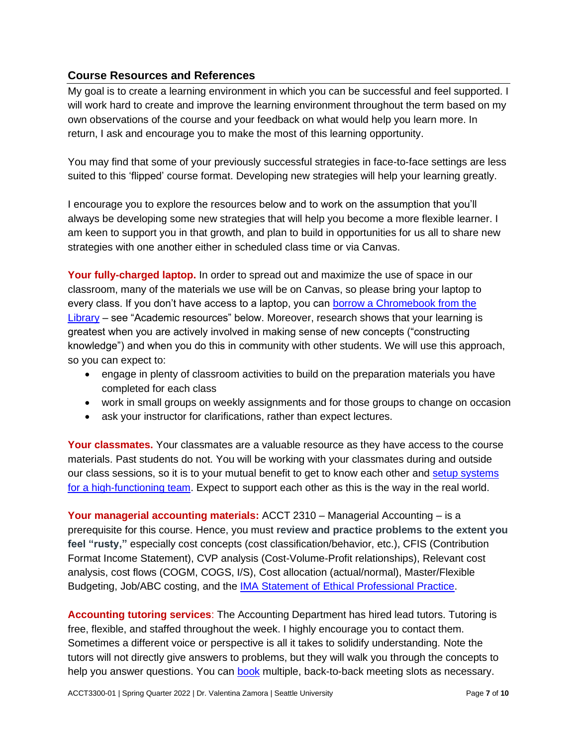## Course Resources and References

My goal is to create a learning environment in which you can be successful and feel supported. I will work hard to create and improve the learning environment throughout the term based on my own observations of the course and your feedback on what would help you learn more. In return, I ask and encourage you to make the most of this learning opportunity.

You may find that some of your previously successful strategies in face-to-face settings are less suited to this 'flipped' course format. Developing new strategies will help your learning greatly.

I encourage you to explore the resources below and to work on the assumption that you'll always be developing some new strategies that will help you become a more flexible learner. I am keen to support you in that growth, and plan to build in opportunities for us all to share new strategies with one another either in scheduled class time or via Canvas.

**Your fully-charged laptop.** In order to spread out and maximize the use of space in our classroom, many of the materials we use will be on Canvas, so please bring your laptop to every class. If you don't have access to a laptop, you can borrow a Chromebook from the Library – see "Academic resources" below. Moreover, research shows that your learning is greatest when you are actively involved in making sense of new concepts ("constructing knowledge") and when you do this in community with other students. We will use this approach, so you can expect to:

- engage in plenty of classroom activities to build on the preparation materials you have completed for each class
- work in small groups on weekly assignments and for those groups to change on occasion
- ask your instructor for clarifications, rather than expect lectures.

**Your classmates.** Your classmates are a valuable resource as they have access to the course materials. Past students do not. You will be working with your classmates during and outside our class sessions, so it is to your mutual benefit to get to know each other and setup systems for a high-functioning team. Expect to support each other as this is the way in the real world.

**Your managerial accounting materials:** ACCT 2310 – Managerial Accounting – is a prerequisite for this course. Hence, you must **review and practice problems to the extent you feel "rusty,"** especially cost concepts (cost classification/behavior, etc.), CFIS (Contribution Format Income Statement), CVP analysis (Cost-Volume-Profit relationships), Relevant cost analysis, cost flows (COGM, COGS, I/S), Cost allocation (actual/normal), Master/Flexible Budgeting, Job/ABC costing, and the IMA Statement of Ethical Professional Practice.

**Accounting tutoring services**: The Accounting Department has hired lead tutors. Tutoring is free, flexible, and staffed throughout the week. I highly encourage you to contact them. Sometimes a different voice or perspective is all it takes to solidify understanding. Note the tutors will not directly give answers to problems, but they will walk you through the concepts to help you answer questions. You can book multiple, back-to-back meeting slots as necessary.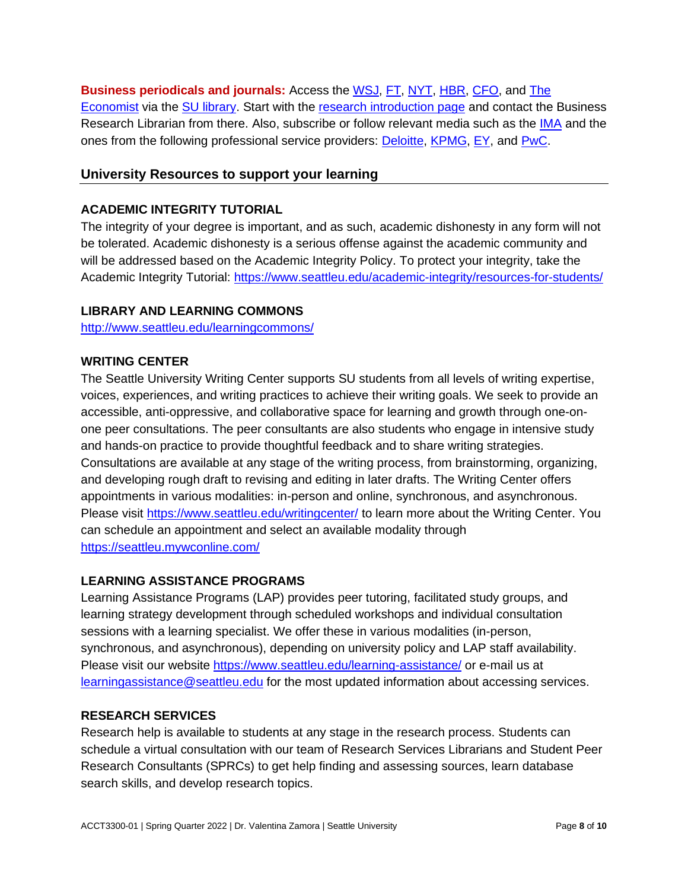**Business periodicals and journals:** Access the WSJ, FT, NYT, HBR, CFO, and The Economist via the SU library. Start with the research introduction page and contact the Business Research Librarian from there. Also, subscribe or follow relevant media such as the IMA and the ones from the following professional service providers: Deloitte, KPMG, EY, and PwC.

## University Resources to support your learning

### ACADEMIC INTEGRITY TUTORIAL

The integrity of your degree is important, and as such, academic dishonesty in any form will not be tolerated. Academic dishonesty is a serious offense against the academic community and will be addressed based on the Academic Integrity Policy. To protect your integrity, take the Academic Integrity Tutorial: https://www.seattleu.edu/academic-integrity/resources-for-students/

### LIBRARY AND LEARNING COMMONS

http://www.seattleu.edu/learningcommons/

### WRITING CENTER

The Seattle University Writing Center supports SU students from all levels of writing expertise, voices, experiences, and writing practices to achieve their writing goals. We seek to provide an accessible, anti-oppressive, and collaborative space for learning and growth through one-on-one peer consultations. The peer consultants are also students who engage in intensive study and hands-on practice to provide thoughtful feedback and to share writing strategies. Consultations are available at any stage of the writing process, from brainstorming, organizing, and developing rough draft to revising and editing in later drafts. The Writing Center offers appointments in various modalities: in-person and online, synchronous, and asynchronous. Please visit https://www.seattleu.edu/writingcenter/ to learn more about the Writing Center. You can schedule an appointment and select an available modality through https://seattleu.mywconline.com/

### LEARNING ASSISTANCE PROGRAMS

Learning Assistance Programs (LAP) provides peer tutoring, facilitated study groups, and learning strategy development through scheduled workshops and individual consultation sessions with a learning specialist. We offer these in various modalities (in-person, synchronous, and asynchronous), depending on university policy and LAP staff availability. Please visit our website https://www.seattleu.edu/learning-assistance/ or e-mail us at learningassistance@seattleu.edu for the most updated information about accessing services.

### RESEARCH SERVICES

Research help is available to students at any stage in the research process. Students can schedule a virtual consultation with our team of Research Services Librarians and Student Peer Research Consultants (SPRCs) to get help finding and assessing sources, learn database search skills, and develop research topics.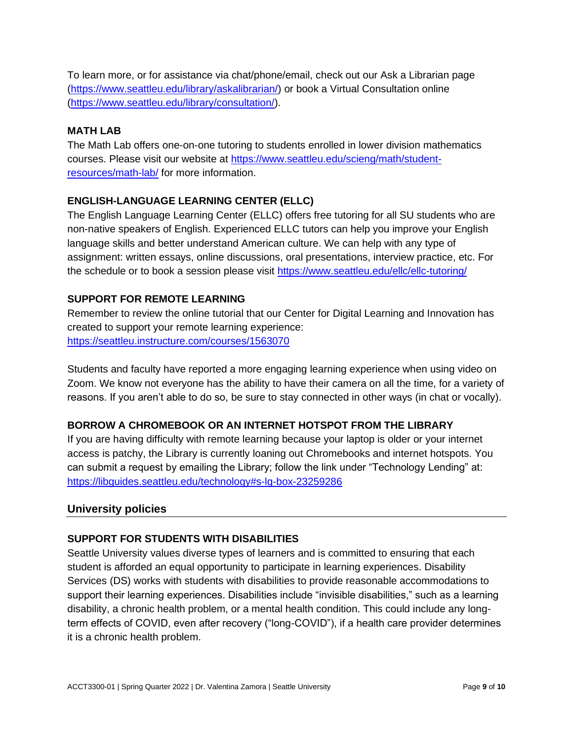To learn more, or for assistance via chat/phone/email, check out our Ask a Librarian page (https://www.seattleu.edu/library/askalibrarian/) or book a Virtual Consultation online (https://www.seattleu.edu/library/consultation/).

**MATH LAB**

The Math Lab offers one-on-one tutoring to students enrolled in lower division mathematics courses. Please visit our website at https://www.seattleu.edu/scieng/math/student-resources/math-lab/ for more information.

**ENGLISH-LANGUAGE LEARNING CENTER (ELLC)**

The English Language Learning Center (ELLC) offers free tutoring for all SU students who are non-native speakers of English. Experienced ELLC tutors can help you improve your English language skills and better understand American culture. We can help with any type of assignment: written essays, online discussions, oral presentations, interview practice, etc. For the schedule or to book a session please visit https://www.seattleu.edu/ellc/ellc-tutoring/

**SUPPORT FOR REMOTE LEARNING**

Remember to review the online tutorial that our Center for Digital Learning and Innovation has created to support your remote learning experience: https://seattleu.instructure.com/courses/1563070

Students and faculty have reported a more engaging learning experience when using video on Zoom. We know not everyone has the ability to have their camera on all the time, for a variety of reasons. If you aren't able to do so, be sure to stay connected in other ways (in chat or vocally).

**BORROW A CHROMEBOOK OR AN INTERNET HOTSPOT FROM THE LIBRARY**

If you are having difficulty with remote learning because your laptop is older or your internet access is patchy, the Library is currently loaning out Chromebooks and internet hotspots. You can submit a request by emailing the Library; follow the link under "Technology Lending" at: https://libguides.seattleu.edu/technology#s-lg-box-23259286

## University policies

**SUPPORT FOR STUDENTS WITH DISABILITIES**

Seattle University values diverse types of learners and is committed to ensuring that each student is afforded an equal opportunity to participate in learning experiences. Disability Services (DS) works with students with disabilities to provide reasonable accommodations to support their learning experiences. Disabilities include "invisible disabilities," such as a learning disability, a chronic health problem, or a mental health condition. This could include any long-term effects of COVID, even after recovery ("long-COVID"), if a health care provider determines it is a chronic health problem.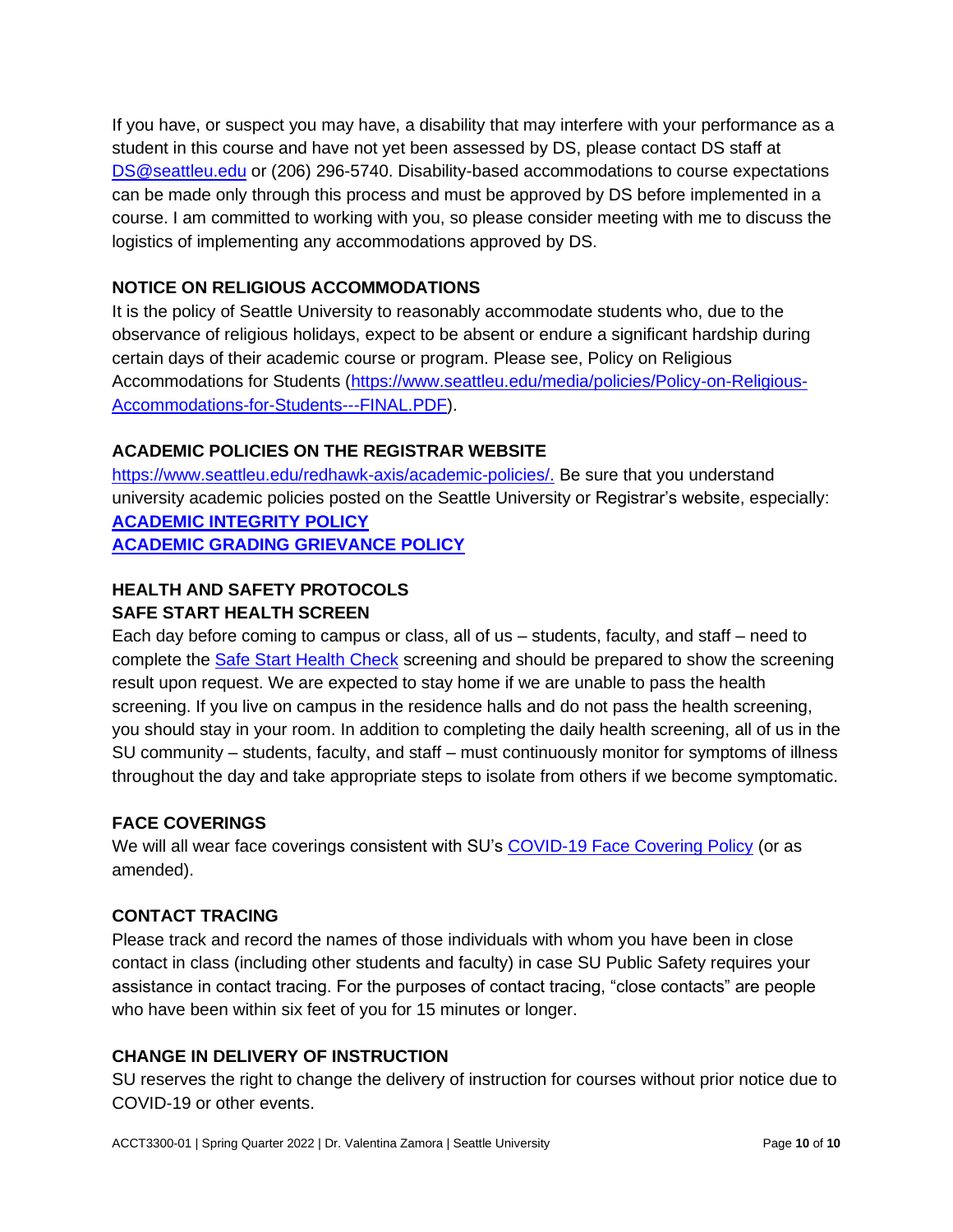If you have, or suspect you may have, a disability that may interfere with your performance as a student in this course and have not yet been assessed by DS, please contact DS staff at [DS@seattleu.edu](mailto:DS@seattleu.edu) or (206) 296-5740. Disability-based accommodations to course expectations can be made only through this process and must be approved by DS before implemented in a course. I am committed to working with you, so please consider meeting with me to discuss the logistics of implementing any accommodations approved by DS.

## NOTICE ON RELIGIOUS ACCOMMODATIONS

It is the policy of Seattle University to reasonably accommodate students who, due to the observance of religious holidays, expect to be absent or endure a significant hardship during certain days of their academic course or program. Please see, Policy on Religious Accommodations for Students (https://www.seattleu.edu/media/policies/Policy-on-Religious-Accommodations-for-Students---FINAL.PDF).

## ACADEMIC POLICIES ON THE REGISTRAR WEBSITE

https://www.seattleu.edu/redhawk-axis/academic-policies/. Be sure that you understand university academic policies posted on the Seattle University or Registrar's website, especially:
**ACADEMIC INTEGRITY POLICY**
**ACADEMIC GRADING GRIEVANCE POLICY**

## HEALTH AND SAFETY PROTOCOLS

## SAFE START HEALTH SCREEN

Each day before coming to campus or class, all of us – students, faculty, and staff – need to complete the Safe Start Health Check screening and should be prepared to show the screening result upon request. We are expected to stay home if we are unable to pass the health screening. If you live on campus in the residence halls and do not pass the health screening, you should stay in your room. In addition to completing the daily health screening, all of us in the SU community – students, faculty, and staff – must continuously monitor for symptoms of illness throughout the day and take appropriate steps to isolate from others if we become symptomatic.

## FACE COVERINGS

We will all wear face coverings consistent with SU's COVID-19 Face Covering Policy (or as amended).

## CONTACT TRACING

Please track and record the names of those individuals with whom you have been in close contact in class (including other students and faculty) in case SU Public Safety requires your assistance in contact tracing. For the purposes of contact tracing, "close contacts" are people who have been within six feet of you for 15 minutes or longer.

## CHANGE IN DELIVERY OF INSTRUCTION

SU reserves the right to change the delivery of instruction for courses without prior notice due to COVID-19 or other events.